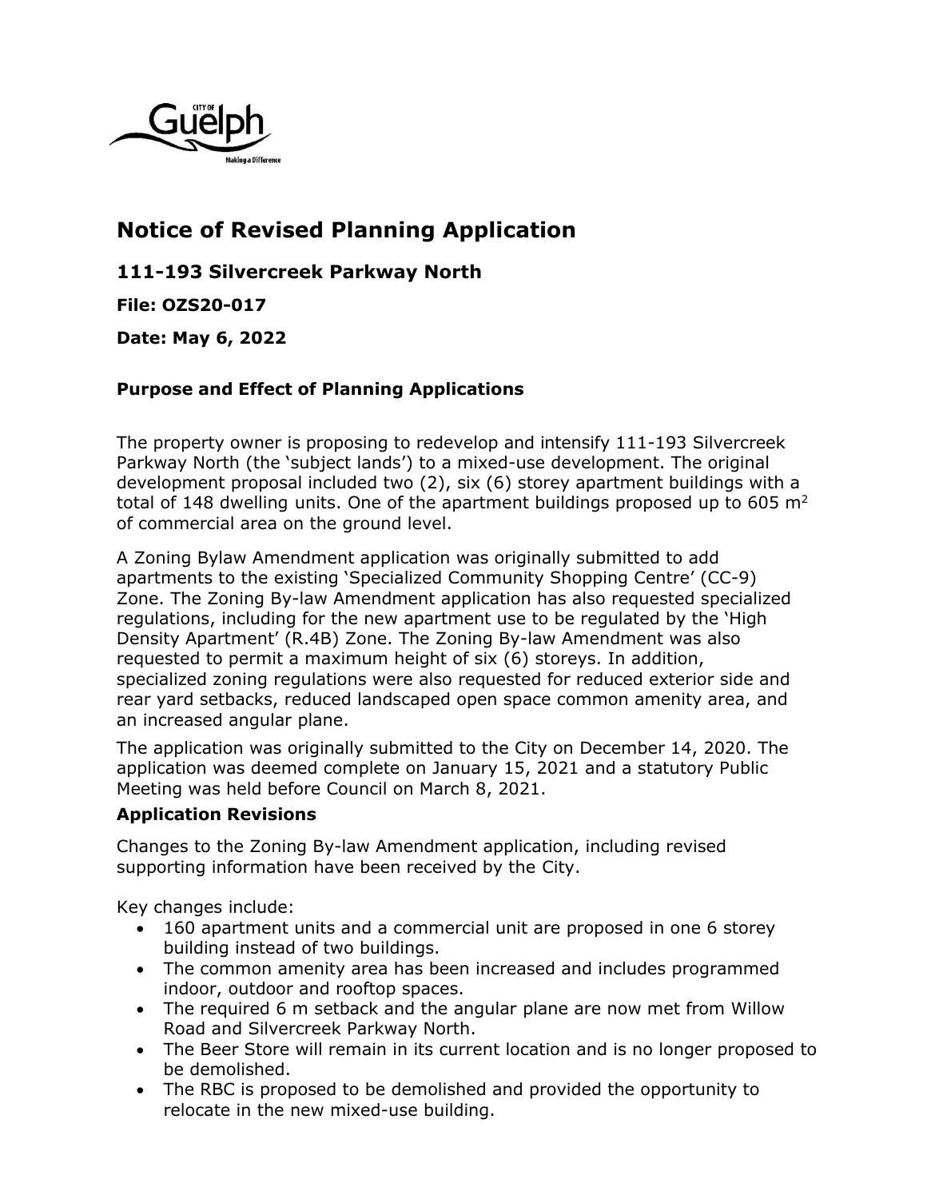# Notice of Revised Planning Application

## 111-193 Silvercreek Parkway North

**File: OZS20-017**

**Date: May 6, 2022**

### Purpose and Effect of Planning Applications

The property owner is proposing to redevelop and intensify 111-193 Silvercreek Parkway North (the 'subject lands') to a mixed-use development. The original development proposal included two (2), six (6) storey apartment buildings with a total of 148 dwelling units. One of the apartment buildings proposed up to 605 $m^2$ of commercial area on the ground level.

A Zoning Bylaw Amendment application was originally submitted to add apartments to the existing 'Specialized Community Shopping Centre' (CC-9) Zone. The Zoning By-law Amendment application has also requested specialized regulations, including for the new apartment use to be regulated by the 'High Density Apartment' (R.4B) Zone. The Zoning By-law Amendment was also requested to permit a maximum height of six (6) storeys. In addition, specialized zoning regulations were also requested for reduced exterior side and rear yard setbacks, reduced landscaped open space common amenity area, and an increased angular plane.

The application was originally submitted to the City on December 14, 2020. The application was deemed complete on January 15, 2021 and a statutory Public Meeting was held before Council on March 8, 2021.

### Application Revisions

Changes to the Zoning By-law Amendment application, including revised supporting information have been received by the City.

Key changes include:

- 160 apartment units and a commercial unit are proposed in one 6 storey building instead of two buildings.
- The common amenity area has been increased and includes programmed indoor, outdoor and rooftop spaces.
- The required 6 m setback and the angular plane are now met from Willow Road and Silvercreek Parkway North.
- The Beer Store will remain in its current location and is no longer proposed to be demolished.
- The RBC is proposed to be demolished and provided the opportunity to relocate in the new mixed-use building.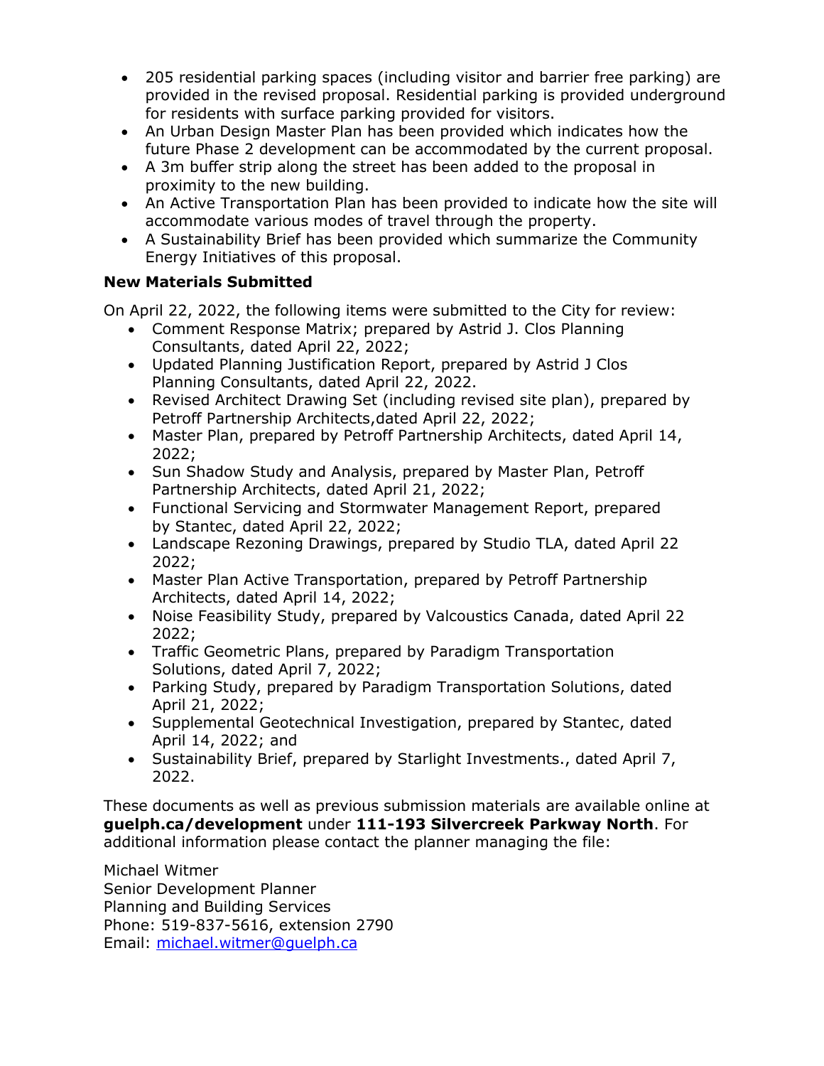- 205 residential parking spaces (including visitor and barrier free parking) are provided in the revised proposal. Residential parking is provided underground for residents with surface parking provided for visitors.
- An Urban Design Master Plan has been provided which indicates how the future Phase 2 development can be accommodated by the current proposal.
- A 3m buffer strip along the street has been added to the proposal in proximity to the new building.
- An Active Transportation Plan has been provided to indicate how the site will accommodate various modes of travel through the property.
- A Sustainability Brief has been provided which summarize the Community Energy Initiatives of this proposal.

**New Materials Submitted**

On April 22, 2022, the following items were submitted to the City for review:

- Comment Response Matrix; prepared by Astrid J. Clos Planning Consultants, dated April 22, 2022;
- Updated Planning Justification Report, prepared by Astrid J Clos Planning Consultants, dated April 22, 2022.
- Revised Architect Drawing Set (including revised site plan), prepared by Petroff Partnership Architects,dated April 22, 2022;
- Master Plan, prepared by Petroff Partnership Architects, dated April 14, 2022;
- Sun Shadow Study and Analysis, prepared by Master Plan, Petroff Partnership Architects, dated April 21, 2022;
- Functional Servicing and Stormwater Management Report, prepared by Stantec, dated April 22, 2022;
- Landscape Rezoning Drawings, prepared by Studio TLA, dated April 22 2022;
- Master Plan Active Transportation, prepared by Petroff Partnership Architects, dated April 14, 2022;
- Noise Feasibility Study, prepared by Valcoustics Canada, dated April 22 2022;
- Traffic Geometric Plans, prepared by Paradigm Transportation Solutions, dated April 7, 2022;
- Parking Study, prepared by Paradigm Transportation Solutions, dated April 21, 2022;
- Supplemental Geotechnical Investigation, prepared by Stantec, dated April 14, 2022; and
- Sustainability Brief, prepared by Starlight Investments., dated April 7, 2022.

These documents as well as previous submission materials are available online at **guelph.ca/development** under **111-193 Silvercreek Parkway North**. For additional information please contact the planner managing the file:

Michael Witmer
Senior Development Planner
Planning and Building Services
Phone: 519-837-5616, extension 2790
Email: michael.witmer@guelph.ca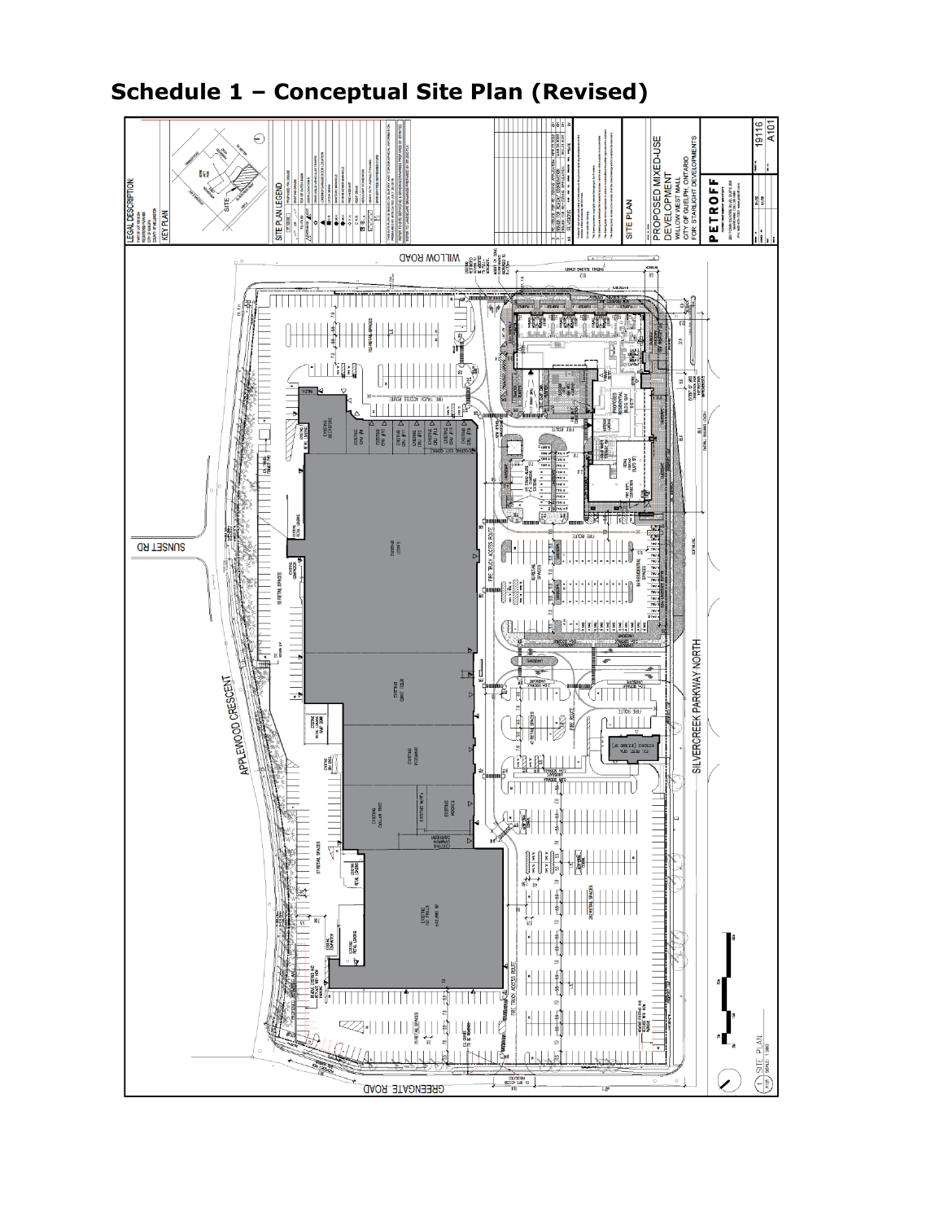# Schedule 1 – Conceptual Site Plan (Revised)

LEGAL DESCRIPTION

KEY PLAN

SITE PLAN LEGEND

SITE PLAN

PROPOSED MIXED-USE DEVELOPMENT

WILLOW WEST MALL

CITY OF GUELPH, ONTARIO

FOR STARLIGHT DEVELOPMENTS

PETROFF

19116

A101

WILLOW ROAD

SUNSET RD

APPLEWOOD CRESCENT

SILVERCREEK PARKWAY NORTH

GREENGATE ROAD

FIRE TRUCK ACCESS ROUTE

FIRE ROUTE

1 SITE PLAN

SCALE: 1:800